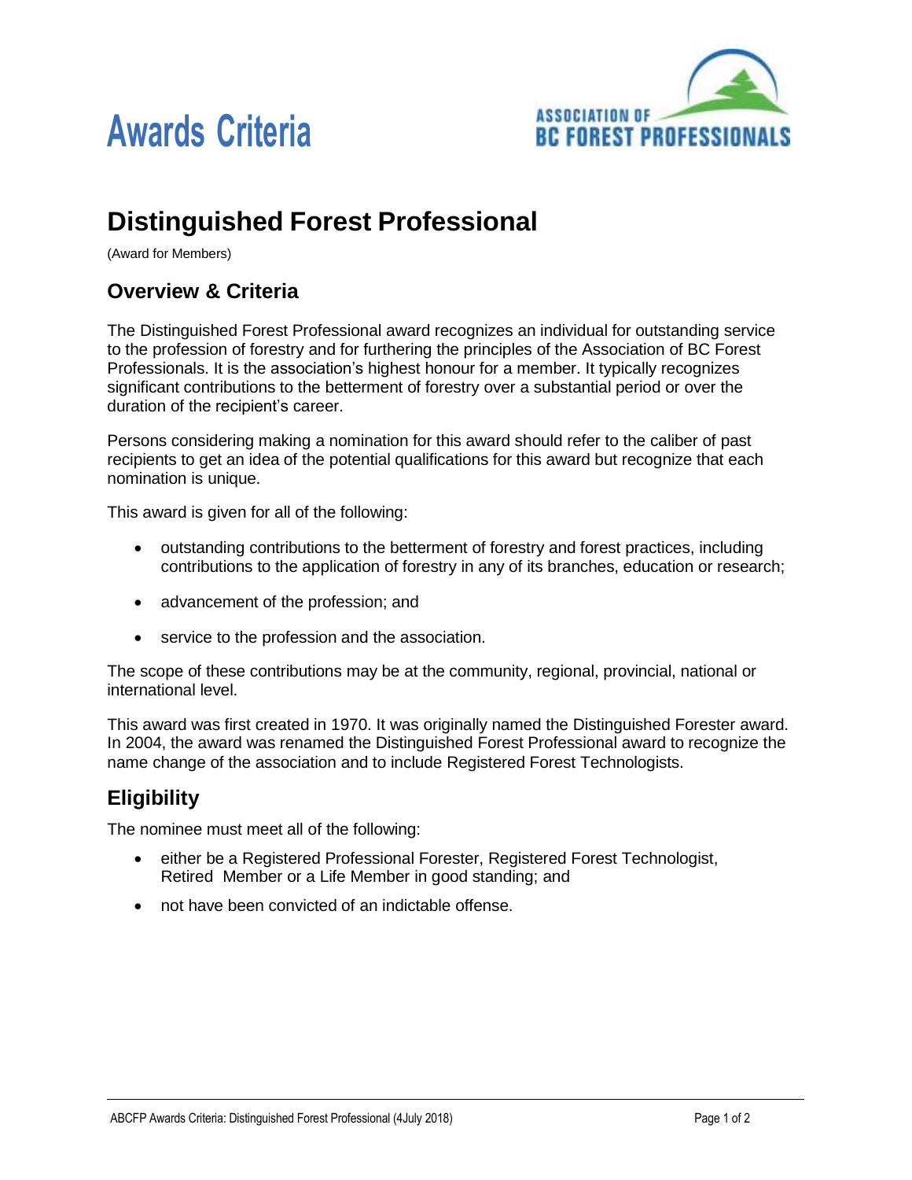# Awards Criteria

ASSOCIATION OF BC FOREST PROFESSIONALS

## Distinguished Forest Professional

(Award for Members)

### Overview & Criteria

The Distinguished Forest Professional award recognizes an individual for outstanding service to the profession of forestry and for furthering the principles of the Association of BC Forest Professionals. It is the association's highest honour for a member. It typically recognizes significant contributions to the betterment of forestry over a substantial period or over the duration of the recipient's career.

Persons considering making a nomination for this award should refer to the caliber of past recipients to get an idea of the potential qualifications for this award but recognize that each nomination is unique.

This award is given for all of the following:

- outstanding contributions to the betterment of forestry and forest practices, including contributions to the application of forestry in any of its branches, education or research;
- advancement of the profession; and
- service to the profession and the association.

The scope of these contributions may be at the community, regional, provincial, national or international level.

This award was first created in 1970. It was originally named the Distinguished Forester award. In 2004, the award was renamed the Distinguished Forest Professional award to recognize the name change of the association and to include Registered Forest Technologists.

### Eligibility

The nominee must meet all of the following:

- either be a Registered Professional Forester, Registered Forest Technologist, Retired Member or a Life Member in good standing; and
- not have been convicted of an indictable offense.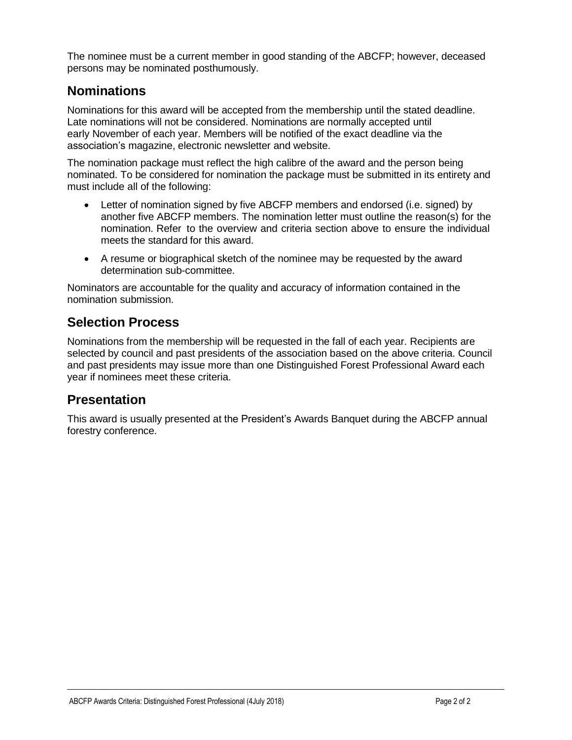The nominee must be a current member in good standing of the ABCFP; however, deceased persons may be nominated posthumously.

## Nominations

Nominations for this award will be accepted from the membership until the stated deadline. Late nominations will not be considered. Nominations are normally accepted until early November of each year. Members will be notified of the exact deadline via the association's magazine, electronic newsletter and website.

The nomination package must reflect the high calibre of the award and the person being nominated. To be considered for nomination the package must be submitted in its entirety and must include all of the following:

- Letter of nomination signed by five ABCFP members and endorsed (i.e. signed) by another five ABCFP members. The nomination letter must outline the reason(s) for the nomination. Refer to the overview and criteria section above to ensure the individual meets the standard for this award.
- A resume or biographical sketch of the nominee may be requested by the award determination sub-committee.

Nominators are accountable for the quality and accuracy of information contained in the nomination submission.

## Selection Process

Nominations from the membership will be requested in the fall of each year. Recipients are selected by council and past presidents of the association based on the above criteria. Council and past presidents may issue more than one Distinguished Forest Professional Award each year if nominees meet these criteria.

## Presentation

This award is usually presented at the President's Awards Banquet during the ABCFP annual forestry conference.